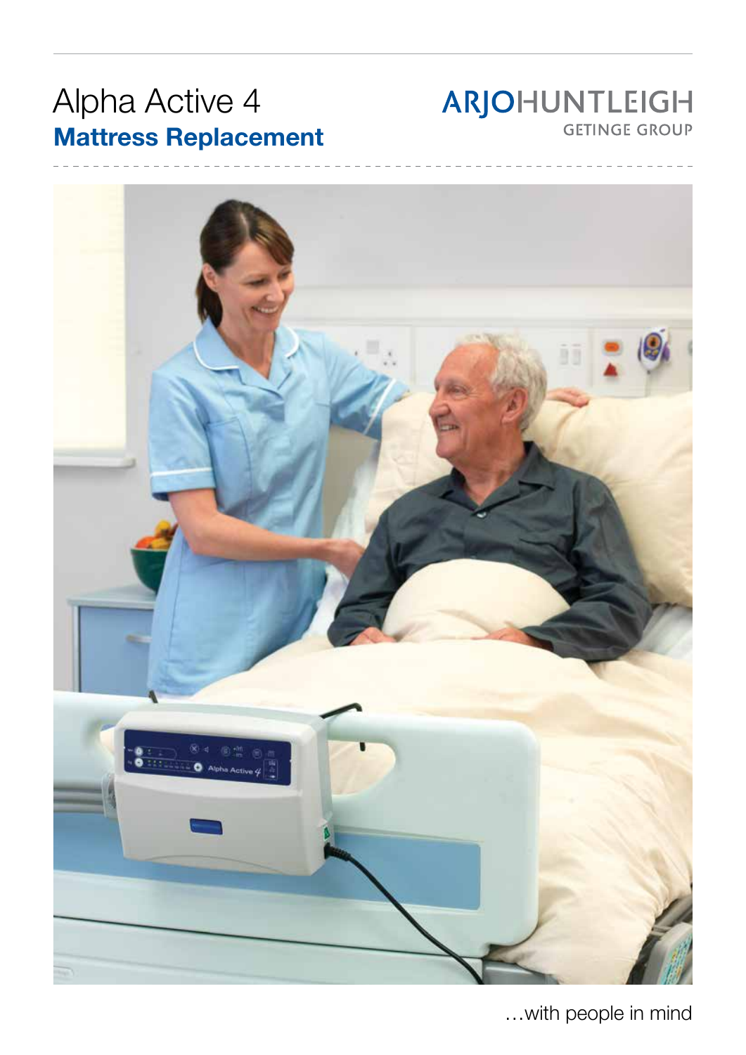# Alpha Active 4

## Mattress Replacement

ARJOHUNTLEIGH
GETINGE GROUP

…with people in mind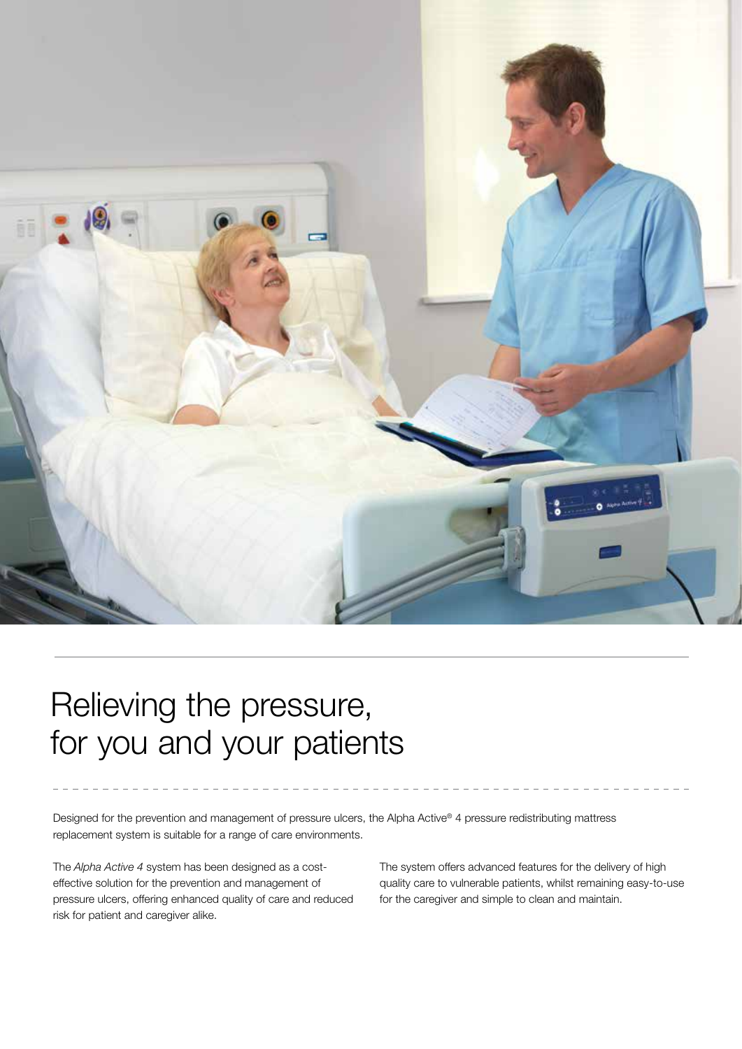# Relieving the pressure, for you and your patients

Designed for the prevention and management of pressure ulcers, the Alpha Active® 4 pressure redistributing mattress replacement system is suitable for a range of care environments.

The *Alpha Active 4* system has been designed as a cost-effective solution for the prevention and management of pressure ulcers, offering enhanced quality of care and reduced risk for patient and caregiver alike.

The system offers advanced features for the delivery of high quality care to vulnerable patients, whilst remaining easy-to-use for the caregiver and simple to clean and maintain.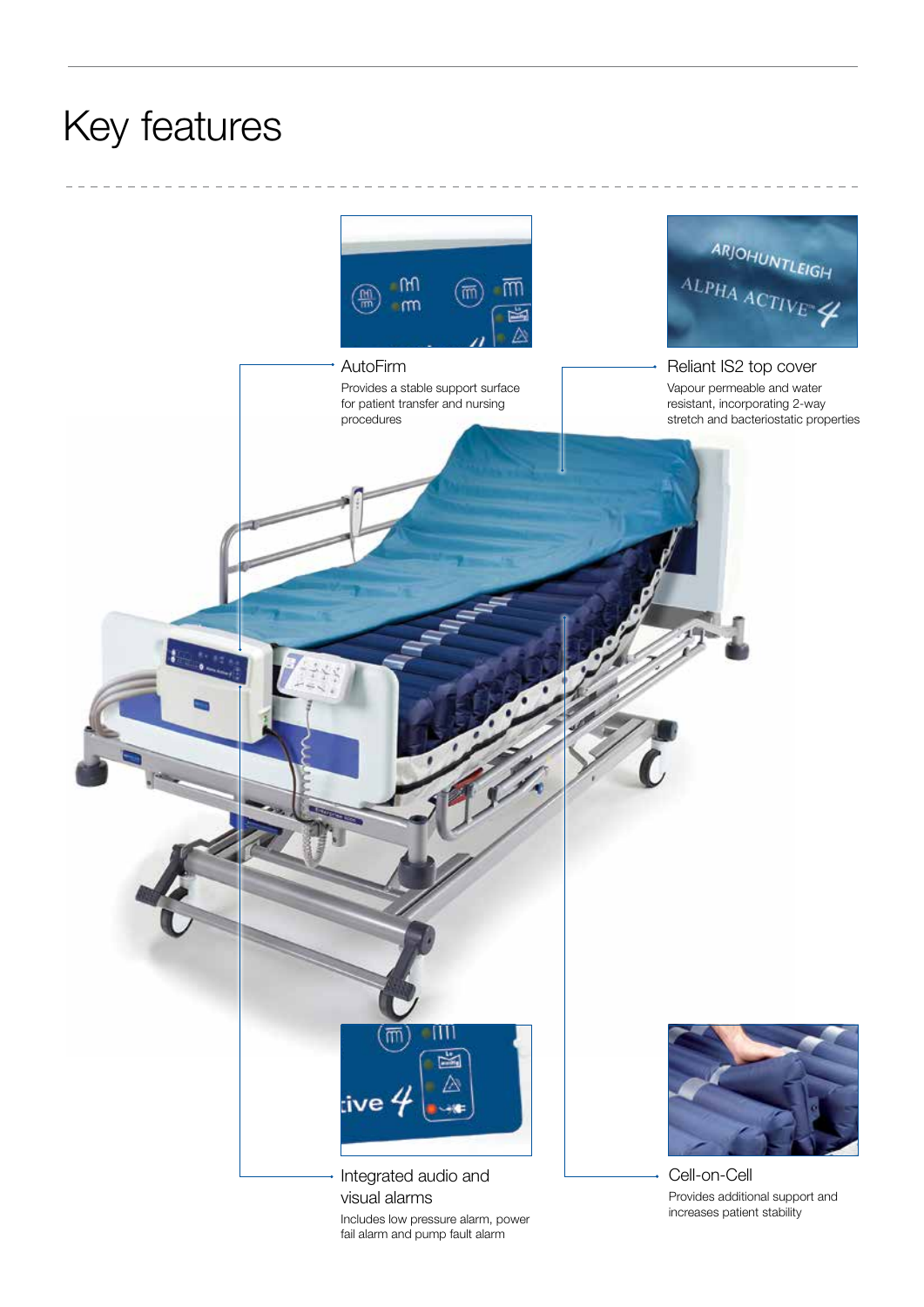# Key features

### AutoFirm

Provides a stable support surface for patient transfer and nursing procedures

### Reliant IS2 top cover

Vapour permeable and water resistant, incorporating 2-way stretch and bacteriostatic properties

### Integrated audio and visual alarms

Includes low pressure alarm, power fail alarm and pump fault alarm

### Cell-on-Cell

Provides additional support and increases patient stability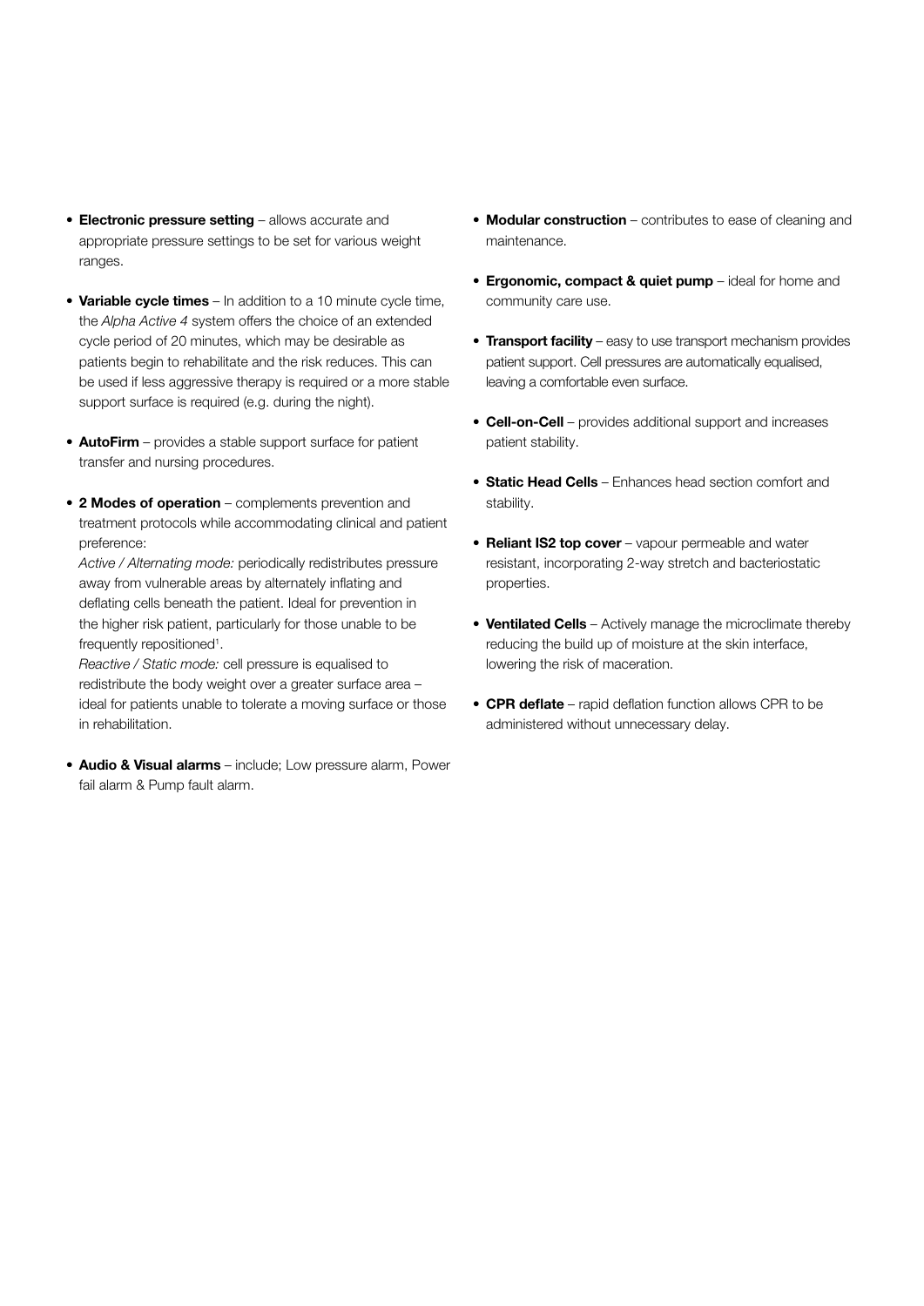- **Electronic pressure setting** – allows accurate and appropriate pressure settings to be set for various weight ranges.

- **Variable cycle times** – In addition to a 10 minute cycle time, the *Alpha Active 4* system offers the choice of an extended cycle period of 20 minutes, which may be desirable as patients begin to rehabilitate and the risk reduces. This can be used if less aggressive therapy is required or a more stable support surface is required (e.g. during the night).

- **AutoFirm** – provides a stable support surface for patient transfer and nursing procedures.

- **2 Modes of operation** – complements prevention and treatment protocols while accommodating clinical and patient preference:

  *Active / Alternating mode:* periodically redistributes pressure away from vulnerable areas by alternately inflating and deflating cells beneath the patient. Ideal for prevention in the higher risk patient, particularly for those unable to be frequently repositioned[1].

  *Reactive / Static mode:* cell pressure is equalised to redistribute the body weight over a greater surface area – ideal for patients unable to tolerate a moving surface or those in rehabilitation.

- **Audio & Visual alarms** – include; Low pressure alarm, Power fail alarm & Pump fault alarm.

- **Modular construction** – contributes to ease of cleaning and maintenance.

- **Ergonomic, compact & quiet pump** – ideal for home and community care use.

- **Transport facility** – easy to use transport mechanism provides patient support. Cell pressures are automatically equalised, leaving a comfortable even surface.

- **Cell-on-Cell** – provides additional support and increases patient stability.

- **Static Head Cells** – Enhances head section comfort and stability.

- **Reliant IS2 top cover** – vapour permeable and water resistant, incorporating 2-way stretch and bacteriostatic properties.

- **Ventilated Cells** – Actively manage the microclimate thereby reducing the build up of moisture at the skin interface, lowering the risk of maceration.

- **CPR deflate** – rapid deflation function allows CPR to be administered without unnecessary delay.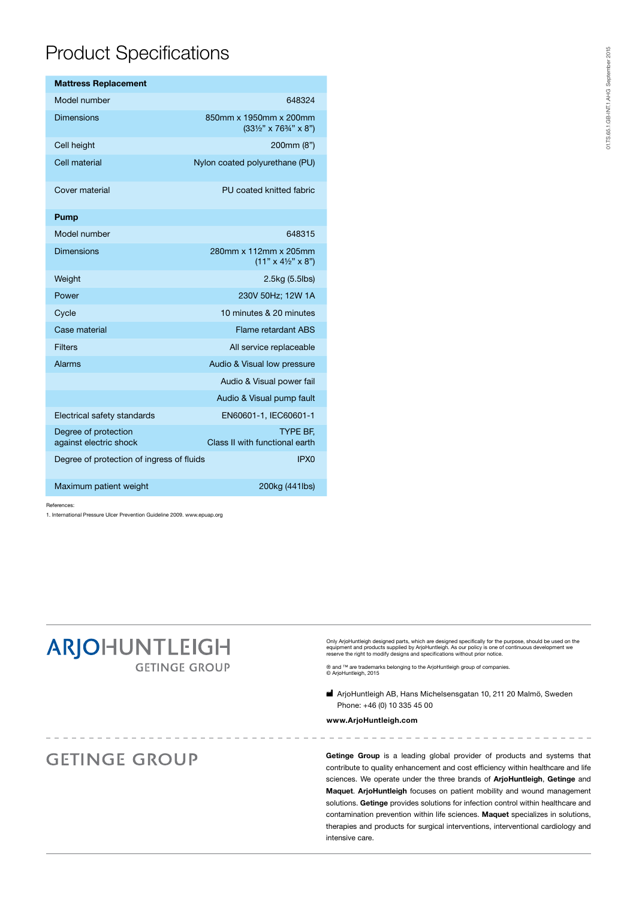# Product Specifications

| | |
|---|---|
| **Mattress Replacement** | |
| Model number | 648324 |
| Dimensions | 850mm x 1950mm x 200mm (33½" x 76¾" x 8") |
| Cell height | 200mm (8") |
| Cell material | Nylon coated polyurethane (PU) |
| Cover material | PU coated knitted fabric |
| **Pump** | |
| Model number | 648315 |
| Dimensions | 280mm x 112mm x 205mm (11" x 4½" x 8") |
| Weight | 2.5kg (5.5lbs) |
| Power | 230V 50Hz; 12W 1A |
| Cycle | 10 minutes & 20 minutes |
| Case material | Flame retardant ABS |
| Filters | All service replaceable |
| Alarms | Audio & Visual low pressure |
| | Audio & Visual power fail |
| | Audio & Visual pump fault |
| Electrical safety standards | EN60601-1, IEC60601-1 |
| Degree of protection against electric shock | TYPE BF, Class II with functional earth |
| Degree of protection of ingress of fluids | IPX0 |
| Maximum patient weight | 200kg (441lbs) |

References:

1. International Pressure Ulcer Prevention Guideline 2009. www.epuap.org

ARJOHUNTLEIGH
GETINGE GROUP

Only ArjoHuntleigh designed parts, which are designed specifically for the purpose, should be used on the equipment and products supplied by ArjoHuntleigh. As our policy is one of continuous development we reserve the right to modify designs and specifications without prior notice.

® and ™ are trademarks belonging to the ArjoHuntleigh group of companies.
© ArjoHuntleigh, 2015

ArjoHuntleigh AB, Hans Michelsensgatan 10, 211 20 Malmö, Sweden
Phone: +46 (0) 10 335 45 00

**www.ArjoHuntleigh.com**

GETINGE GROUP

**Getinge Group** is a leading global provider of products and systems that contribute to quality enhancement and cost efficiency within healthcare and life sciences. We operate under the three brands of **ArjoHuntleigh**, **Getinge** and **Maquet**. **ArjoHuntleigh** focuses on patient mobility and wound management solutions. **Getinge** provides solutions for infection control within healthcare and contamination prevention within life sciences. **Maquet** specializes in solutions, therapies and products for surgical interventions, interventional cardiology and intensive care.

01.TS.65.1.GB-INT.1.AHG September 2015